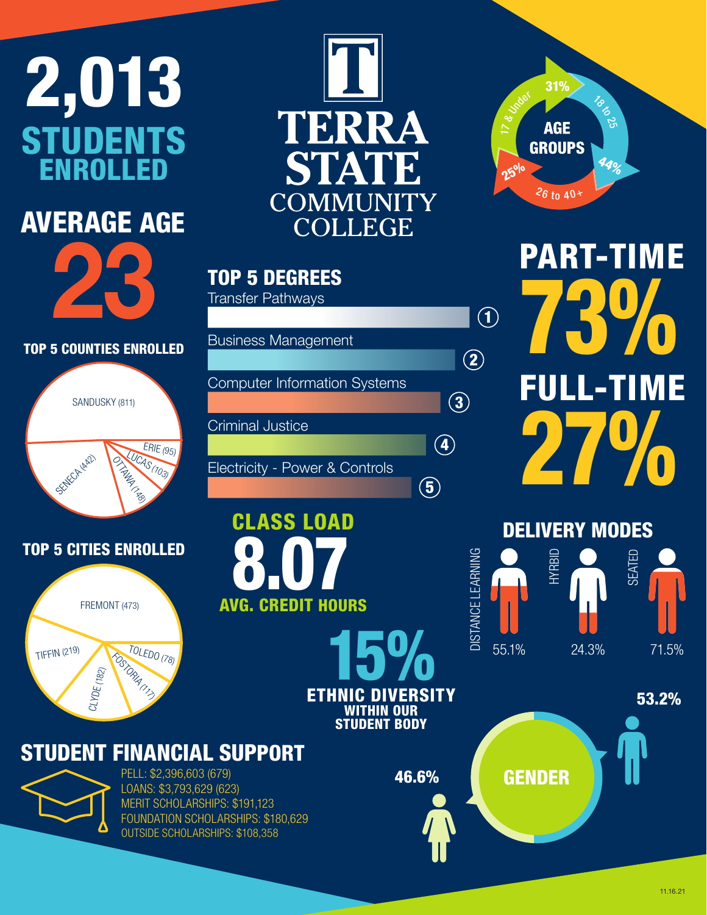# TERRA STATE COMMUNITY COLLEGE

## 2,013 STUDENTS ENROLLED

## AVERAGE AGE

**23**

## AGE GROUPS

- 17 & Under: 31%
- 18 to 25: 44%
- 26 to 40+: 25%

## PART-TIME

**73%**

## FULL-TIME

**27%**

## TOP 5 COUNTIES ENROLLED

- SANDUSKY (811)
- SENECA (442)
- OTTAWA (148)
- LUCAS (103)
- ERIE (95)

## TOP 5 DEGREES

1. Transfer Pathways
2. Business Management
3. Computer Information Systems
4. Criminal Justice
5. Electricity - Power & Controls

## TOP 5 CITIES ENROLLED

- FREMONT (473)
- TIFFIN (219)
- CLYDE (182)
- FOSTORIA (117)
- TOLEDO (78)

## CLASS LOAD

**8.07**

AVG. CREDIT HOURS

## DELIVERY MODES

- DISTANCE LEARNING: 55.1%
- HYRBID: 24.3%
- SEATED: 71.5%

**15%**

ETHNIC DIVERSITY WITHIN OUR STUDENT BODY

## STUDENT FINANCIAL SUPPORT

- PELL: $2,396,603 (679)
- LOANS: $3,793,629 (623)
- MERIT SCHOLARSHIPS: $191,123
- FOUNDATION SCHOLARSHIPS: $180,629
- OUTSIDE SCHOLARSHIPS: $108,358

## GENDER

- 46.6%
- 53.2%

11.16.21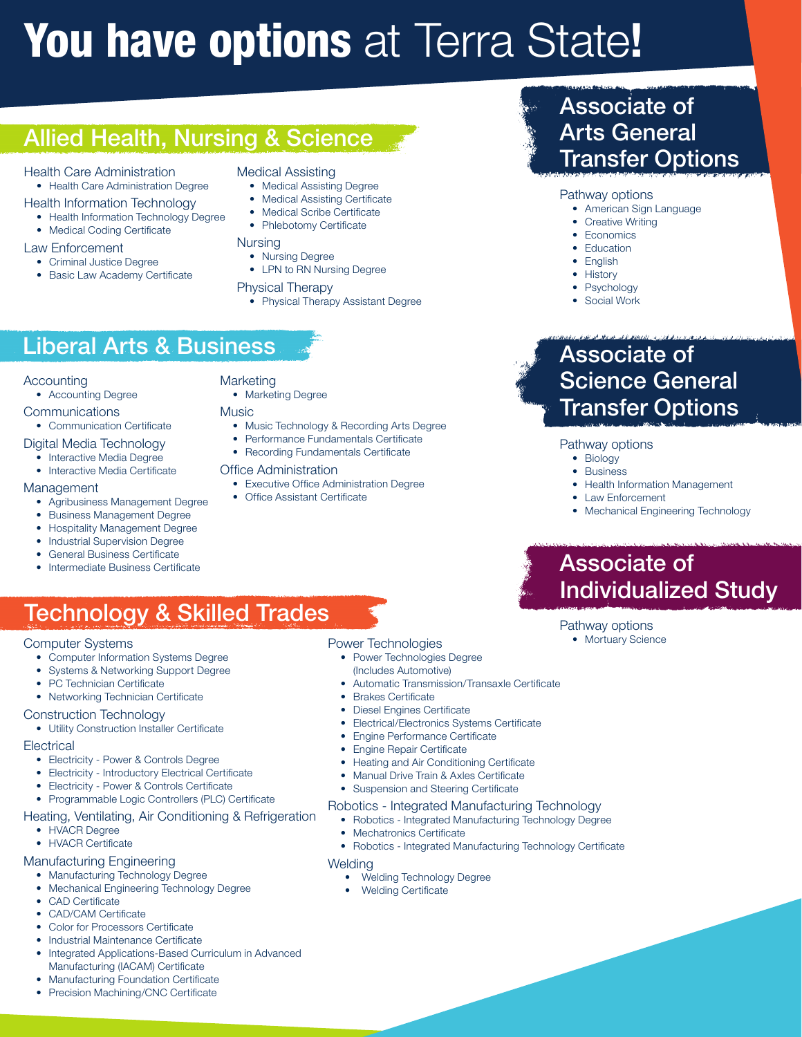# **You have options** at Terra State**!**

## Allied Health, Nursing & Science

Health Care Administration

- Health Care Administration Degree

Health Information Technology

- Health Information Technology Degree
- Medical Coding Certificate

Law Enforcement

- Criminal Justice Degree
- Basic Law Academy Certificate

Medical Assisting

- Medical Assisting Degree
- Medical Assisting Certificate
- Medical Scribe Certificate
- Phlebotomy Certificate

Nursing

- Nursing Degree
- LPN to RN Nursing Degree

Physical Therapy

- Physical Therapy Assistant Degree

## Liberal Arts & Business

Accounting

- Accounting Degree

Communications

- Communication Certificate

Digital Media Technology

- Interactive Media Degree
- Interactive Media Certificate

Management

- Agribusiness Management Degree
- Business Management Degree
- Hospitality Management Degree
- Industrial Supervision Degree
- General Business Certificate
- Intermediate Business Certificate

Marketing

- Marketing Degree

Music

- Music Technology & Recording Arts Degree
- Performance Fundamentals Certificate
- Recording Fundamentals Certificate

Office Administration

- Executive Office Administration Degree
- Office Assistant Certificate

## Technology & Skilled Trades

Computer Systems

- Computer Information Systems Degree
- Systems & Networking Support Degree
- PC Technician Certificate
- Networking Technician Certificate

Construction Technology

- Utility Construction Installer Certificate

Electrical

- Electricity - Power & Controls Degree
- Electricity - Introductory Electrical Certificate
- Electricity - Power & Controls Certificate
- Programmable Logic Controllers (PLC) Certificate

Heating, Ventilating, Air Conditioning & Refrigeration

- HVACR Degree
- HVACR Certificate

Manufacturing Engineering

- Manufacturing Technology Degree
- Mechanical Engineering Technology Degree
- CAD Certificate
- CAD/CAM Certificate
- Color for Processors Certificate
- Industrial Maintenance Certificate
- Integrated Applications-Based Curriculum in Advanced Manufacturing (IACAM) Certificate
- Manufacturing Foundation Certificate
- Precision Machining/CNC Certificate

Power Technologies

- Power Technologies Degree (Includes Automotive)
- Automatic Transmission/Transaxle Certificate
- Brakes Certificate
- Diesel Engines Certificate
- Electrical/Electronics Systems Certificate
- Engine Performance Certificate
- Engine Repair Certificate
- Heating and Air Conditioning Certificate
- Manual Drive Train & Axles Certificate
- Suspension and Steering Certificate

Robotics - Integrated Manufacturing Technology

- Robotics - Integrated Manufacturing Technology Degree
- Mechatronics Certificate
- Robotics - Integrated Manufacturing Technology Certificate

Welding

- Welding Technology Degree
- Welding Certificate

## Associate of Arts General Transfer Options

Pathway options

- American Sign Language
- Creative Writing
- Economics
- Education
- English
- History
- Psychology
- Social Work

## Associate of Science General Transfer Options

Pathway options

- Biology
- Business
- Health Information Management
- Law Enforcement
- Mechanical Engineering Technology

## Associate of Individualized Study

Pathway options

- Mortuary Science